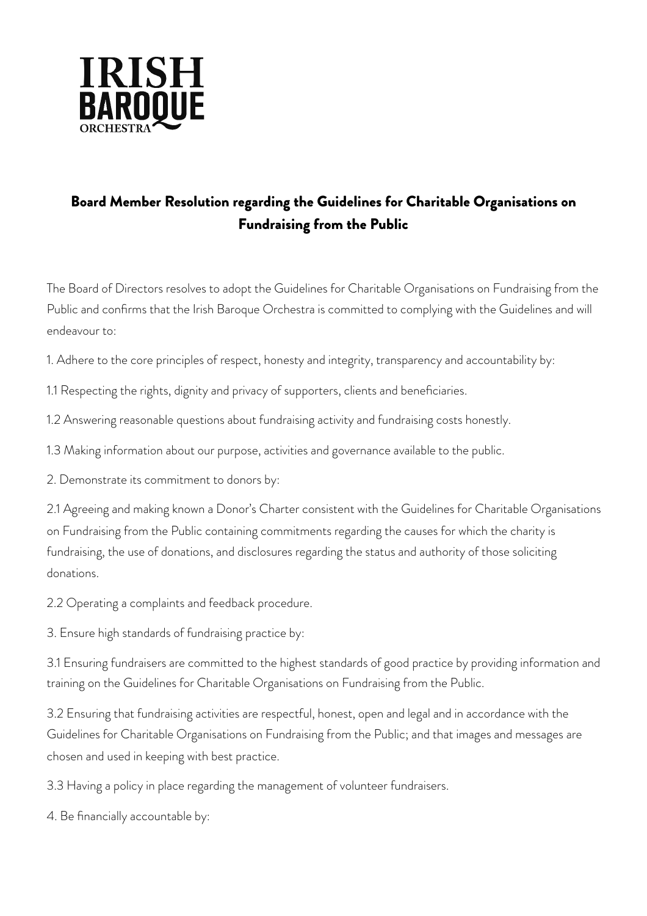IRISH BAROQUE ORCHESTRA

## Board Member Resolution regarding the Guidelines for Charitable Organisations on Fundraising from the Public

The Board of Directors resolves to adopt the Guidelines for Charitable Organisations on Fundraising from the Public and confirms that the Irish Baroque Orchestra is committed to complying with the Guidelines and will endeavour to:

1. Adhere to the core principles of respect, honesty and integrity, transparency and accountability by:

1.1 Respecting the rights, dignity and privacy of supporters, clients and beneficiaries.

1.2 Answering reasonable questions about fundraising activity and fundraising costs honestly.

1.3 Making information about our purpose, activities and governance available to the public.

2. Demonstrate its commitment to donors by:

2.1 Agreeing and making known a Donor's Charter consistent with the Guidelines for Charitable Organisations on Fundraising from the Public containing commitments regarding the causes for which the charity is fundraising, the use of donations, and disclosures regarding the status and authority of those soliciting donations.

2.2 Operating a complaints and feedback procedure.

3. Ensure high standards of fundraising practice by:

3.1 Ensuring fundraisers are committed to the highest standards of good practice by providing information and training on the Guidelines for Charitable Organisations on Fundraising from the Public.

3.2 Ensuring that fundraising activities are respectful, honest, open and legal and in accordance with the Guidelines for Charitable Organisations on Fundraising from the Public; and that images and messages are chosen and used in keeping with best practice.

3.3 Having a policy in place regarding the management of volunteer fundraisers.

4. Be financially accountable by: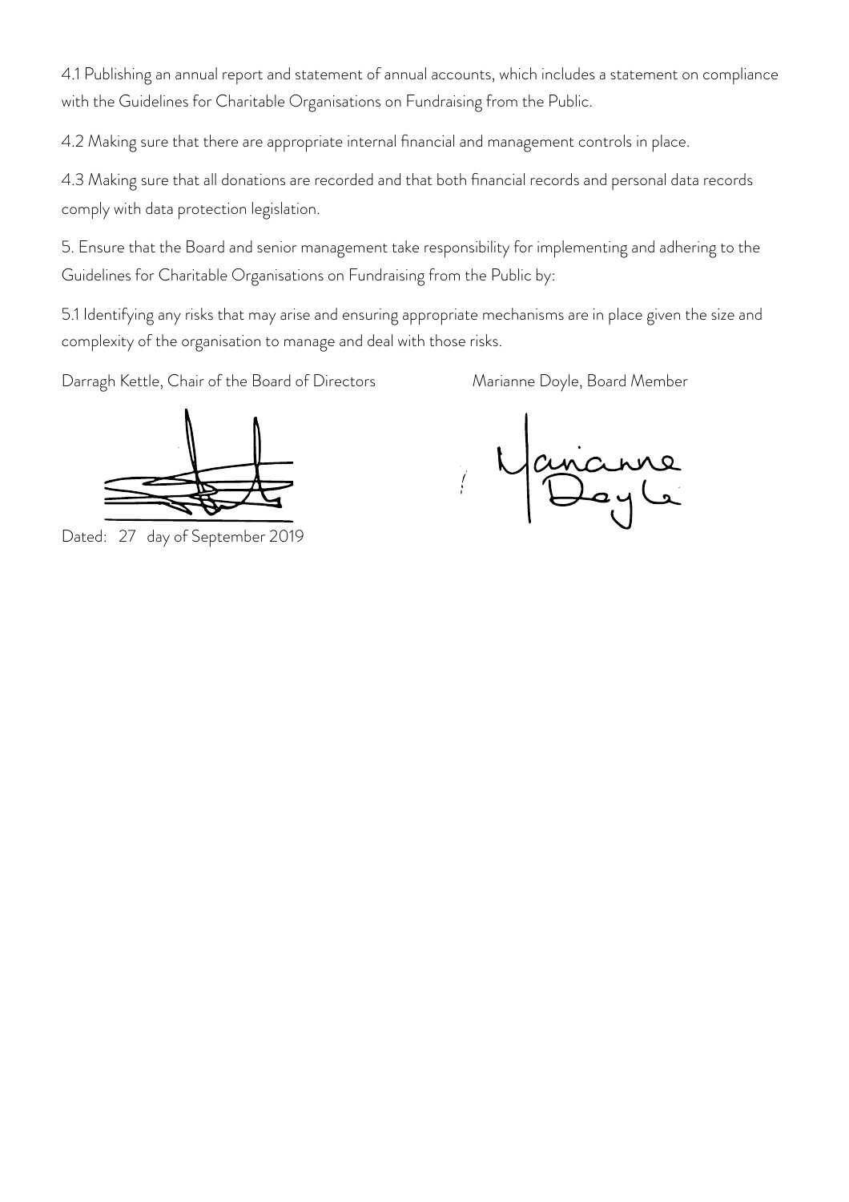4.1 Publishing an annual report and statement of annual accounts, which includes a statement on compliance with the Guidelines for Charitable Organisations on Fundraising from the Public.

4.2 Making sure that there are appropriate internal financial and management controls in place.

4.3 Making sure that all donations are recorded and that both financial records and personal data records comply with data protection legislation.

5. Ensure that the Board and senior management take responsibility for implementing and adhering to the Guidelines for Charitable Organisations on Fundraising from the Public by:

5.1 Identifying any risks that may arise and ensuring appropriate mechanisms are in place given the size and complexity of the organisation to manage and deal with those risks.

Darragh Kettle, Chair of the Board of Directors

Marianne Doyle, Board Member

Dated: 27 day of September 2019